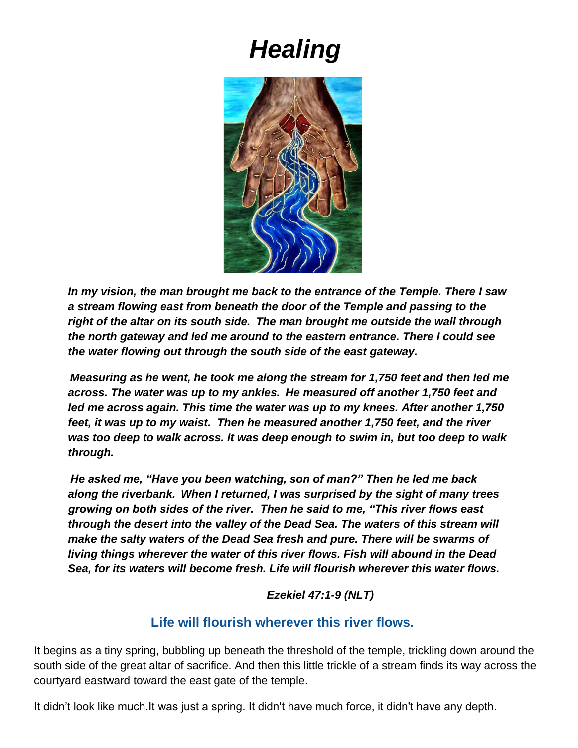# *Healing*

***In my vision, the man brought me back to the entrance of the Temple. There I saw a stream flowing east from beneath the door of the Temple and passing to the right of the altar on its south side. The man brought me outside the wall through the north gateway and led me around to the eastern entrance. There I could see the water flowing out through the south side of the east gateway.***

***Measuring as he went, he took me along the stream for 1,750 feet and then led me across. The water was up to my ankles. He measured off another 1,750 feet and led me across again. This time the water was up to my knees. After another 1,750 feet, it was up to my waist. Then he measured another 1,750 feet, and the river was too deep to walk across. It was deep enough to swim in, but too deep to walk through.***

***He asked me, "Have you been watching, son of man?" Then he led me back along the riverbank. When I returned, I was surprised by the sight of many trees growing on both sides of the river. Then he said to me, "This river flows east through the desert into the valley of the Dead Sea. The waters of this stream will make the salty waters of the Dead Sea fresh and pure. There will be swarms of living things wherever the water of this river flows. Fish will abound in the Dead Sea, for its waters will become fresh. Life will flourish wherever this water flows.***

***Ezekiel 47:1-9 (NLT)***

## Life will flourish wherever this river flows.

It begins as a tiny spring, bubbling up beneath the threshold of the temple, trickling down around the south side of the great altar of sacrifice. And then this little trickle of a stream finds its way across the courtyard eastward toward the east gate of the temple.

It didn't look like much.It was just a spring. It didn't have much force, it didn't have any depth.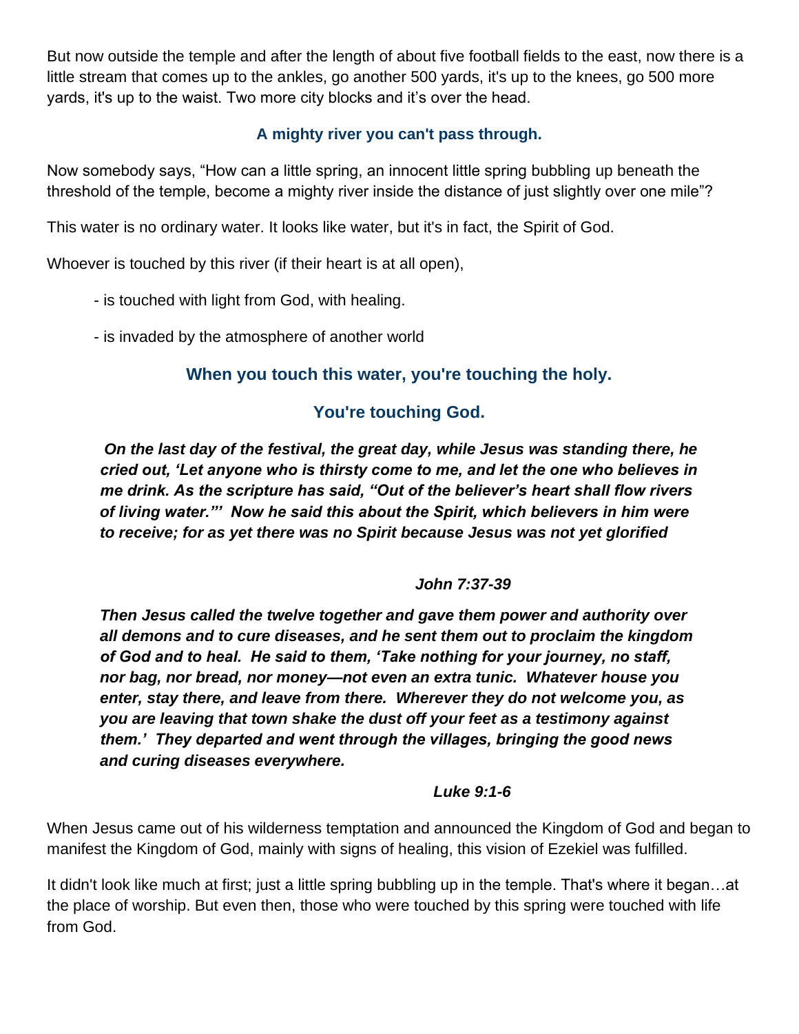But now outside the temple and after the length of about five football fields to the east, now there is a little stream that comes up to the ankles, go another 500 yards, it's up to the knees, go 500 more yards, it's up to the waist. Two more city blocks and it's over the head.

**A mighty river you can't pass through.**

Now somebody says, "How can a little spring, an innocent little spring bubbling up beneath the threshold of the temple, become a mighty river inside the distance of just slightly over one mile"?

This water is no ordinary water. It looks like water, but it's in fact, the Spirit of God.

Whoever is touched by this river (if their heart is at all open),

- is touched with light from God, with healing.
- is invaded by the atmosphere of another world

**When you touch this water, you're touching the holy.**

**You're touching God.**

> ***On the last day of the festival, the great day, while Jesus was standing there, he cried out, 'Let anyone who is thirsty come to me, and let the one who believes in me drink. As the scripture has said, "Out of the believer's heart shall flow rivers of living water."' Now he said this about the Spirit, which believers in him were to receive; for as yet there was no Spirit because Jesus was not yet glorified***
>
> ***John 7:37-39***

> ***Then Jesus called the twelve together and gave them power and authority over all demons and to cure diseases, and he sent them out to proclaim the kingdom of God and to heal. He said to them, 'Take nothing for your journey, no staff, nor bag, nor bread, nor money—not even an extra tunic. Whatever house you enter, stay there, and leave from there. Wherever they do not welcome you, as you are leaving that town shake the dust off your feet as a testimony against them.' They departed and went through the villages, bringing the good news and curing diseases everywhere.***
>
> ***Luke 9:1-6***

When Jesus came out of his wilderness temptation and announced the Kingdom of God and began to manifest the Kingdom of God, mainly with signs of healing, this vision of Ezekiel was fulfilled.

It didn't look like much at first; just a little spring bubbling up in the temple. That's where it began…at the place of worship. But even then, those who were touched by this spring were touched with life from God.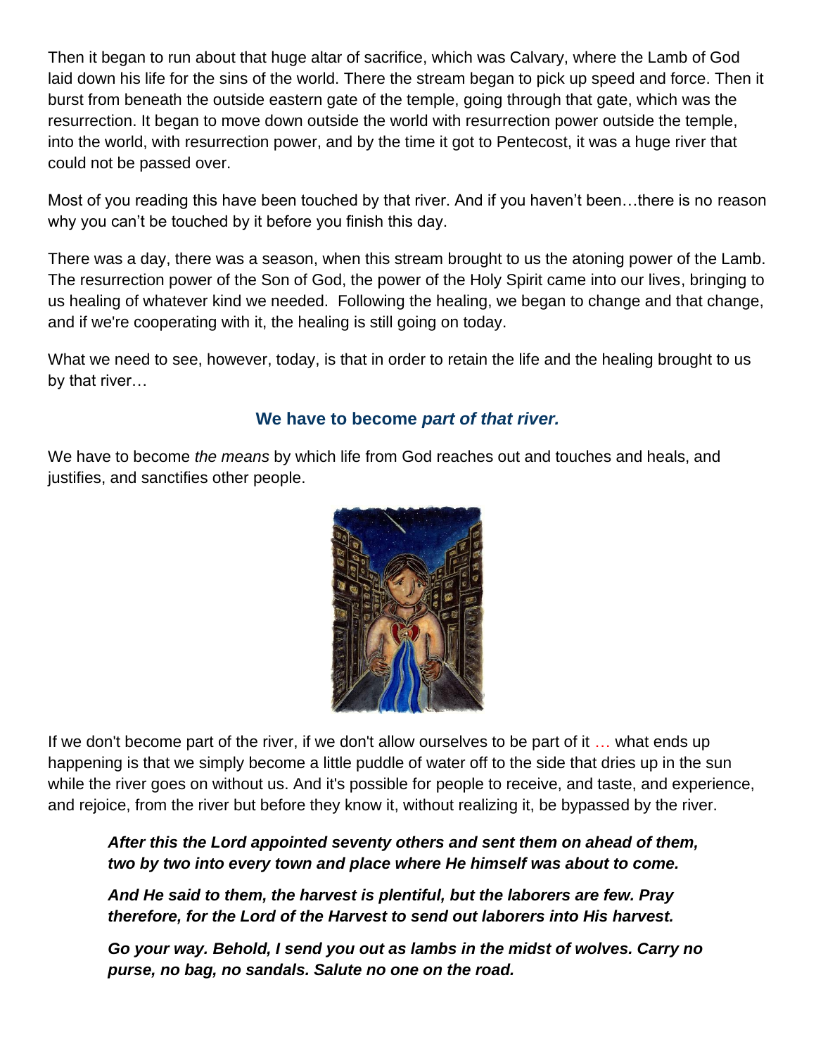Then it began to run about that huge altar of sacrifice, which was Calvary, where the Lamb of God laid down his life for the sins of the world. There the stream began to pick up speed and force. Then it burst from beneath the outside eastern gate of the temple, going through that gate, which was the resurrection. It began to move down outside the world with resurrection power outside the temple, into the world, with resurrection power, and by the time it got to Pentecost, it was a huge river that could not be passed over.

Most of you reading this have been touched by that river. And if you haven't been…there is no reason why you can't be touched by it before you finish this day.

There was a day, there was a season, when this stream brought to us the atoning power of the Lamb. The resurrection power of the Son of God, the power of the Holy Spirit came into our lives, bringing to us healing of whatever kind we needed. Following the healing, we began to change and that change, and if we're cooperating with it, the healing is still going on today.

What we need to see, however, today, is that in order to retain the life and the healing brought to us by that river…

**We have to become *part of that river.***

We have to become *the means* by which life from God reaches out and touches and heals, and justifies, and sanctifies other people.

If we don't become part of the river, if we don't allow ourselves to be part of it … what ends up happening is that we simply become a little puddle of water off to the side that dries up in the sun while the river goes on without us. And it's possible for people to receive, and taste, and experience, and rejoice, from the river but before they know it, without realizing it, be bypassed by the river.

> ***After this the Lord appointed seventy others and sent them on ahead of them, two by two into every town and place where He himself was about to come.***
>
> ***And He said to them, the harvest is plentiful, but the laborers are few. Pray therefore, for the Lord of the Harvest to send out laborers into His harvest.***
>
> ***Go your way. Behold, I send you out as lambs in the midst of wolves. Carry no purse, no bag, no sandals. Salute no one on the road.***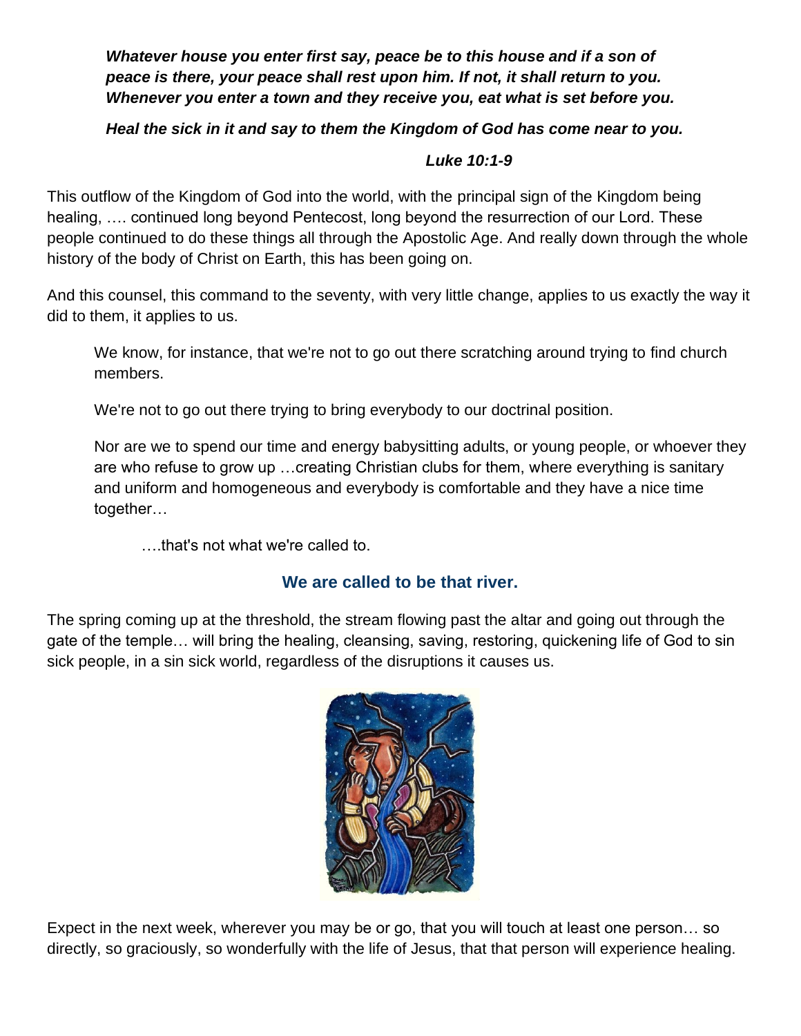***Whatever house you enter first say, peace be to this house and if a son of peace is there, your peace shall rest upon him. If not, it shall return to you. Whenever you enter a town and they receive you, eat what is set before you.***

***Heal the sick in it and say to them the Kingdom of God has come near to you.***

***Luke 10:1-9***

This outflow of the Kingdom of God into the world, with the principal sign of the Kingdom being healing, …. continued long beyond Pentecost, long beyond the resurrection of our Lord. These people continued to do these things all through the Apostolic Age. And really down through the whole history of the body of Christ on Earth, this has been going on.

And this counsel, this command to the seventy, with very little change, applies to us exactly the way it did to them, it applies to us.

> We know, for instance, that we're not to go out there scratching around trying to find church members.
>
> We're not to go out there trying to bring everybody to our doctrinal position.
>
> Nor are we to spend our time and energy babysitting adults, or young people, or whoever they are who refuse to grow up …creating Christian clubs for them, where everything is sanitary and uniform and homogeneous and everybody is comfortable and they have a nice time together…
>
> ….that's not what we're called to.

**We are called to be that river.**

The spring coming up at the threshold, the stream flowing past the altar and going out through the gate of the temple… will bring the healing, cleansing, saving, restoring, quickening life of God to sin sick people, in a sin sick world, regardless of the disruptions it causes us.

Expect in the next week, wherever you may be or go, that you will touch at least one person… so directly, so graciously, so wonderfully with the life of Jesus, that that person will experience healing.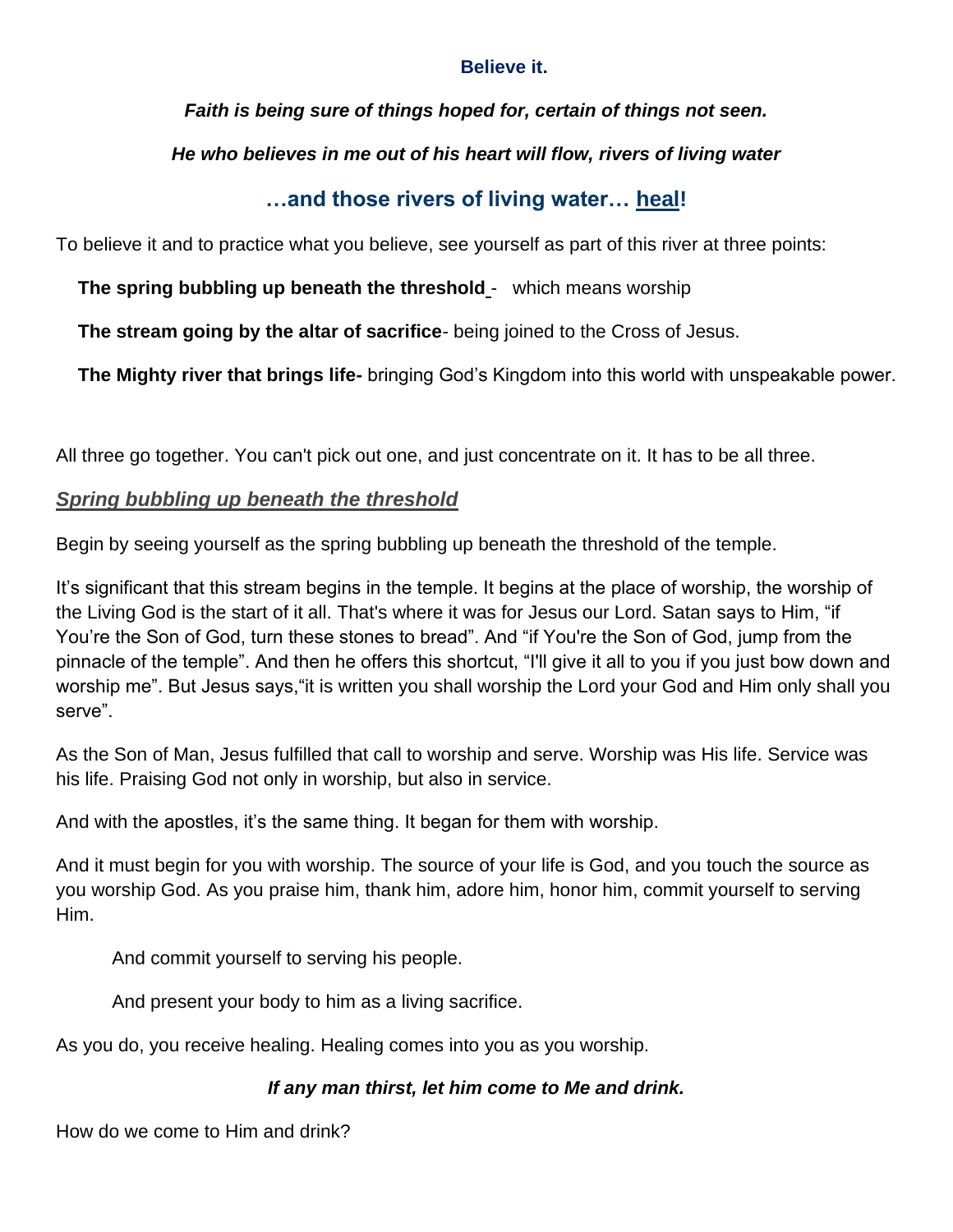**Believe it.**

***Faith is being sure of things hoped for, certain of things not seen.***

***He who believes in me out of his heart will flow, rivers of living water***

## **…and those rivers of living water… heal!**

To believe it and to practice what you believe, see yourself as part of this river at three points:

**The spring bubbling up beneath the threshold** - which means worship

**The stream going by the altar of sacrifice**- being joined to the Cross of Jesus.

**The Mighty river that brings life-** bringing God's Kingdom into this world with unspeakable power.

All three go together. You can't pick out one, and just concentrate on it. It has to be all three.

### ***Spring bubbling up beneath the threshold***

Begin by seeing yourself as the spring bubbling up beneath the threshold of the temple.

It's significant that this stream begins in the temple. It begins at the place of worship, the worship of the Living God is the start of it all. That's where it was for Jesus our Lord. Satan says to Him, "if You're the Son of God, turn these stones to bread". And "if You're the Son of God, jump from the pinnacle of the temple". And then he offers this shortcut, "I'll give it all to you if you just bow down and worship me". But Jesus says,"it is written you shall worship the Lord your God and Him only shall you serve".

As the Son of Man, Jesus fulfilled that call to worship and serve. Worship was His life. Service was his life. Praising God not only in worship, but also in service.

And with the apostles, it's the same thing. It began for them with worship.

And it must begin for you with worship. The source of your life is God, and you touch the source as you worship God. As you praise him, thank him, adore him, honor him, commit yourself to serving Him.

And commit yourself to serving his people.

And present your body to him as a living sacrifice.

As you do, you receive healing. Healing comes into you as you worship.

***If any man thirst, let him come to Me and drink.***

How do we come to Him and drink?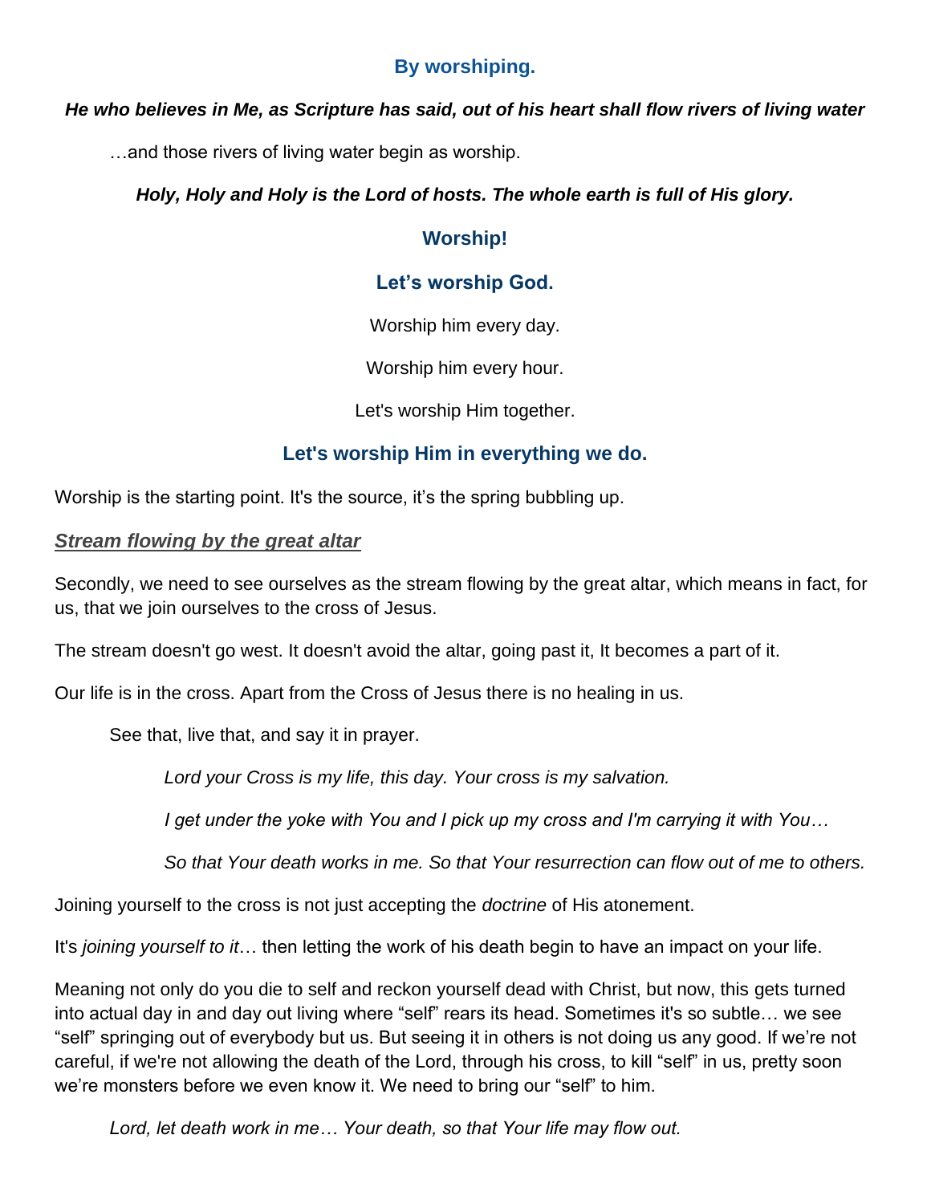## By worshiping.

***He who believes in Me, as Scripture has said, out of his heart shall flow rivers of living water***

…and those rivers of living water begin as worship.

***Holy, Holy and Holy is the Lord of hosts. The whole earth is full of His glory.***

## Worship!

## Let's worship God.

Worship him every day.

Worship him every hour.

Let's worship Him together.

## Let's worship Him in everything we do.

Worship is the starting point. It's the source, it's the spring bubbling up.

***Stream flowing by the great altar***

Secondly, we need to see ourselves as the stream flowing by the great altar, which means in fact, for us, that we join ourselves to the cross of Jesus.

The stream doesn't go west. It doesn't avoid the altar, going past it, It becomes a part of it.

Our life is in the cross. Apart from the Cross of Jesus there is no healing in us.

See that, live that, and say it in prayer.

*Lord your Cross is my life, this day. Your cross is my salvation.*

*I get under the yoke with You and I pick up my cross and I'm carrying it with You…*

*So that Your death works in me. So that Your resurrection can flow out of me to others.*

Joining yourself to the cross is not just accepting the *doctrine* of His atonement.

It's *joining yourself to it*… then letting the work of his death begin to have an impact on your life.

Meaning not only do you die to self and reckon yourself dead with Christ, but now, this gets turned into actual day in and day out living where "self" rears its head. Sometimes it's so subtle… we see "self" springing out of everybody but us. But seeing it in others is not doing us any good. If we're not careful, if we're not allowing the death of the Lord, through his cross, to kill "self" in us, pretty soon we're monsters before we even know it. We need to bring our "self" to him.

*Lord, let death work in me… Your death, so that Your life may flow out.*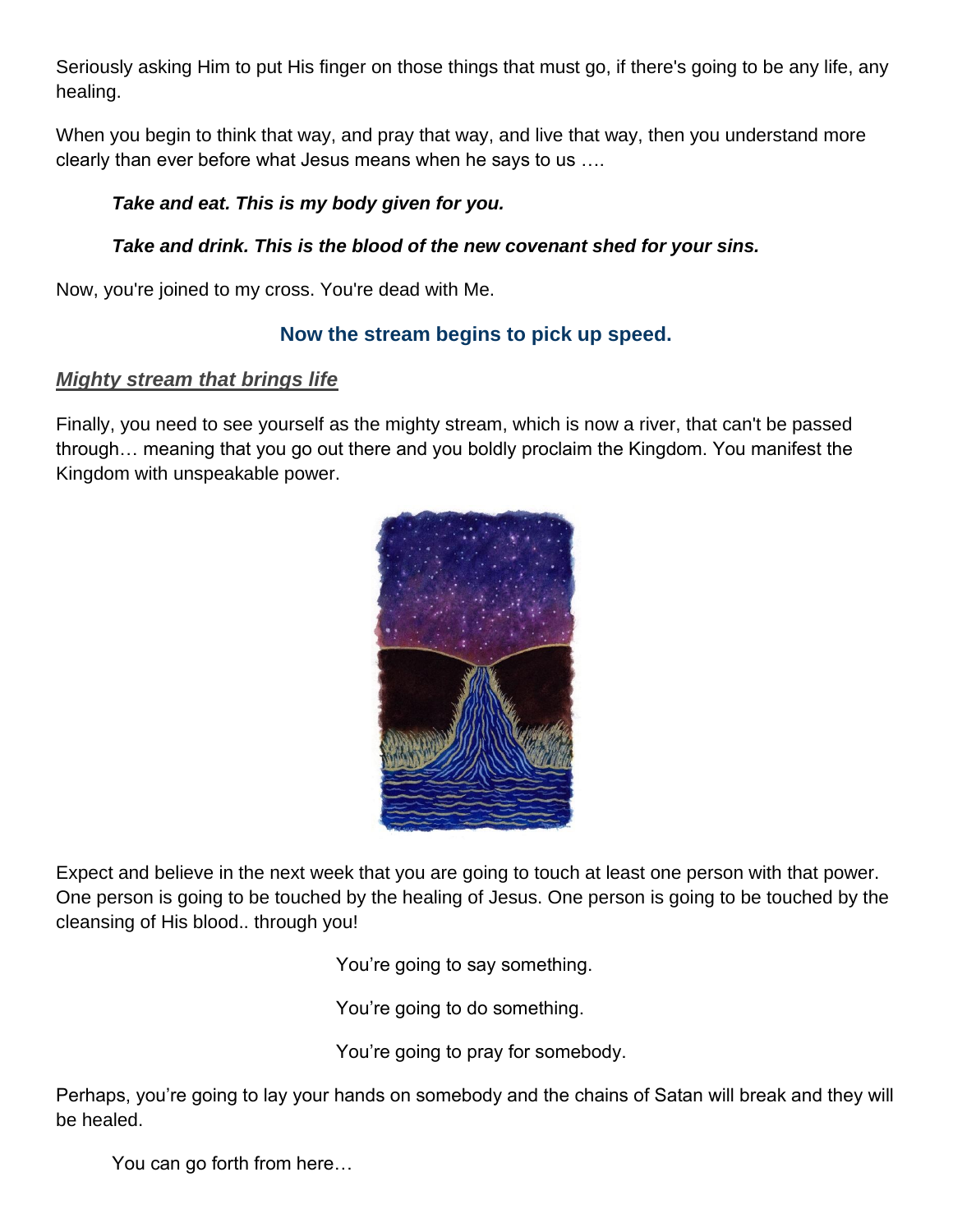Seriously asking Him to put His finger on those things that must go, if there's going to be any life, any healing.

When you begin to think that way, and pray that way, and live that way, then you understand more clearly than ever before what Jesus means when he says to us ….

> ***Take and eat. This is my body given for you.***
>
> ***Take and drink. This is the blood of the new covenant shed for your sins.***

Now, you're joined to my cross. You're dead with Me.

**Now the stream begins to pick up speed.**

***Mighty stream that brings life***

Finally, you need to see yourself as the mighty stream, which is now a river, that can't be passed through… meaning that you go out there and you boldly proclaim the Kingdom. You manifest the Kingdom with unspeakable power.

Expect and believe in the next week that you are going to touch at least one person with that power. One person is going to be touched by the healing of Jesus. One person is going to be touched by the cleansing of His blood.. through you!

You're going to say something.

You're going to do something.

You're going to pray for somebody.

Perhaps, you're going to lay your hands on somebody and the chains of Satan will break and they will be healed.

You can go forth from here…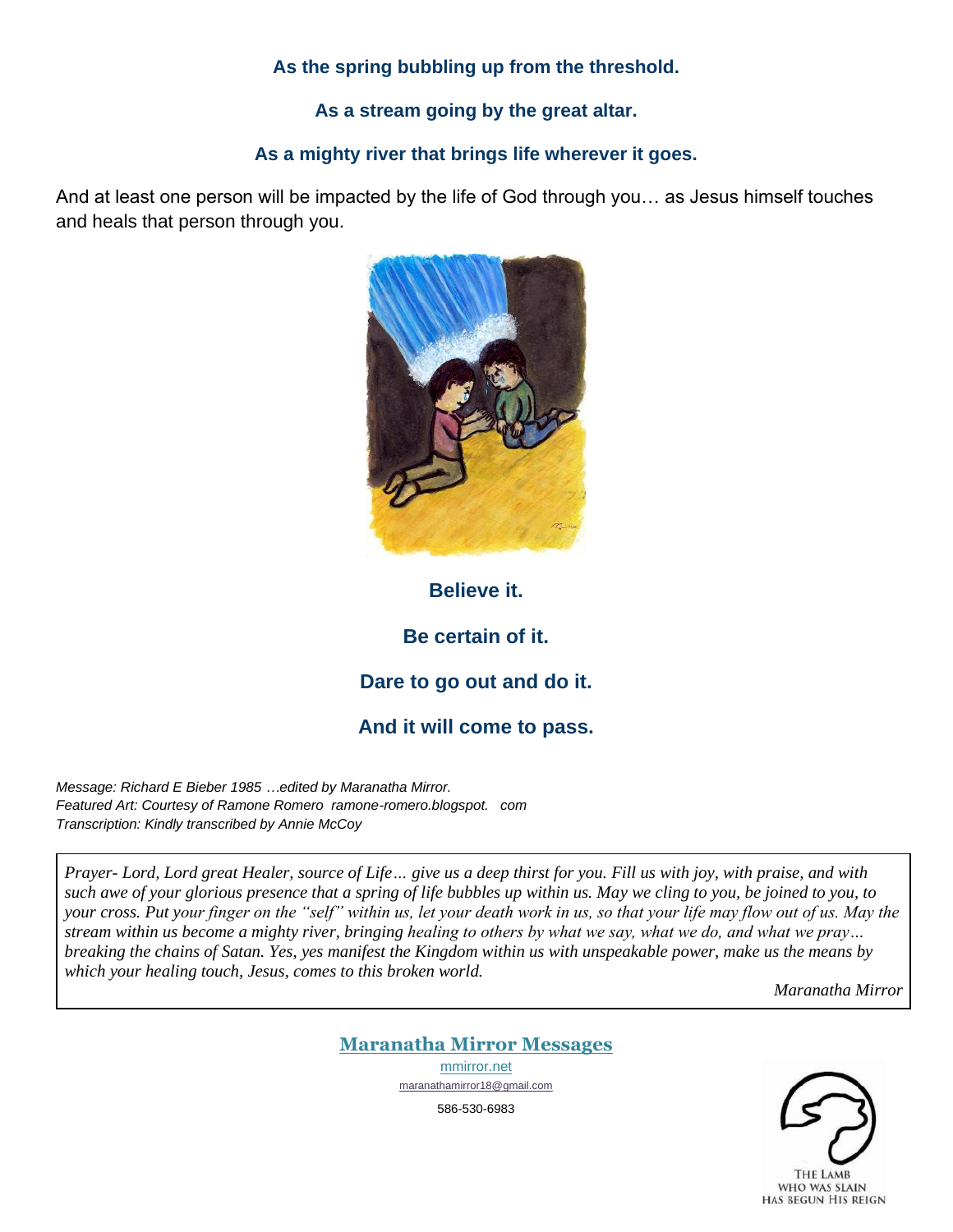**As the spring bubbling up from the threshold.**

**As a stream going by the great altar.**

**As a mighty river that brings life wherever it goes.**

And at least one person will be impacted by the life of God through you… as Jesus himself touches and heals that person through you.

**Believe it.**

**Be certain of it.**

**Dare to go out and do it.**

**And it will come to pass.**

*Message: Richard E Bieber 1985 …edited by Maranatha Mirror.*
*Featured Art: Courtesy of Ramone Romero ramone-romero.blogspot. com*
*Transcription: Kindly transcribed by Annie McCoy*

*Prayer- Lord, Lord great Healer, source of Life… give us a deep thirst for you. Fill us with joy, with praise, and with such awe of your glorious presence that a spring of life bubbles up within us. May we cling to you, be joined to you, to your cross. Put your finger on the "self" within us, let your death work in us, so that your life may flow out of us. May the stream within us become a mighty river, bringing healing to others by what we say, what we do, and what we pray… breaking the chains of Satan. Yes, yes manifest the Kingdom within us with unspeakable power, make us the means by which your healing touch, Jesus, comes to this broken world.*

*Maranatha Mirror*

**Maranatha Mirror Messages**

mmirror.net

maranathamirror18@gmail.com

586-530-6983

THE LAMB WHO WAS SLAIN HAS BEGUN HIS REIGN